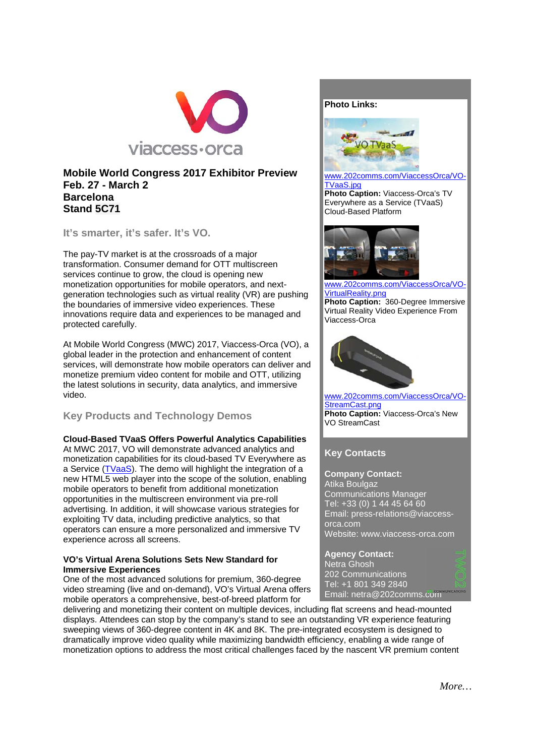# Mobile World Congress 2017 Exhibitor Preview
**Feb. 27 - March 2**
**Barcelona**
**Stand 5C71**

## It's smarter, it's safer. It's VO.

The pay-TV market is at the crossroads of a major transformation. Consumer demand for OTT multiscreen services continue to grow, the cloud is opening new monetization opportunities for mobile operators, and next-generation technologies such as virtual reality (VR) are pushing the boundaries of immersive video experiences. These innovations require data and experiences to be managed and protected carefully.

At Mobile World Congress (MWC) 2017, Viaccess-Orca (VO), a global leader in the protection and enhancement of content services, will demonstrate how mobile operators can deliver and monetize premium video content for mobile and OTT, utilizing the latest solutions in security, data analytics, and immersive video.

## Key Products and Technology Demos

**Cloud-Based TVaaS Offers Powerful Analytics Capabilities**
At MWC 2017, VO will demonstrate advanced analytics and monetization capabilities for its cloud-based TV Everywhere as a Service (TVaaS). The demo will highlight the integration of a new HTML5 web player into the scope of the solution, enabling mobile operators to benefit from additional monetization opportunities in the multiscreen environment via pre-roll advertising. In addition, it will showcase various strategies for exploiting TV data, including predictive analytics, so that operators can ensure a more personalized and immersive TV experience across all screens.

**VO's Virtual Arena Solutions Sets New Standard for Immersive Experiences**
One of the most advanced solutions for premium, 360-degree video streaming (live and on-demand), VO's Virtual Arena offers mobile operators a comprehensive, best-of-breed platform for delivering and monetizing their content on multiple devices, including flat screens and head-mounted displays. Attendees can stop by the company's stand to see an outstanding VR experience featuring sweeping views of 360-degree content in 4K and 8K. The pre-integrated ecosystem is designed to dramatically improve video quality while maximizing bandwidth efficiency, enabling a wide range of monetization options to address the most critical challenges faced by the nascent VR premium content

**Photo Links:**

www.202comms.com/ViaccessOrca/VO-TVaaS.jpg
**Photo Caption:** Viaccess-Orca's TV Everywhere as a Service (TVaaS) Cloud-Based Platform

www.202comms.com/ViaccessOrca/VO-VirtualReality.png
**Photo Caption:** 360-Degree Immersive Virtual Reality Video Experience From Viaccess-Orca

www.202comms.com/ViaccessOrca/VO-StreamCast.png
**Photo Caption:** Viaccess-Orca's New VO StreamCast

## Key Contacts

**Company Contact:**
Atika Boulgaz
Communications Manager
Tel: +33 (0) 1 44 45 64 60
Email: press-relations@viaccess-orca.com
Website: www.viaccess-orca.com

**Agency Contact:**
Netra Ghosh
202 Communications
Tel: +1 801 349 2840
Email: netra@202comms.com

*More…*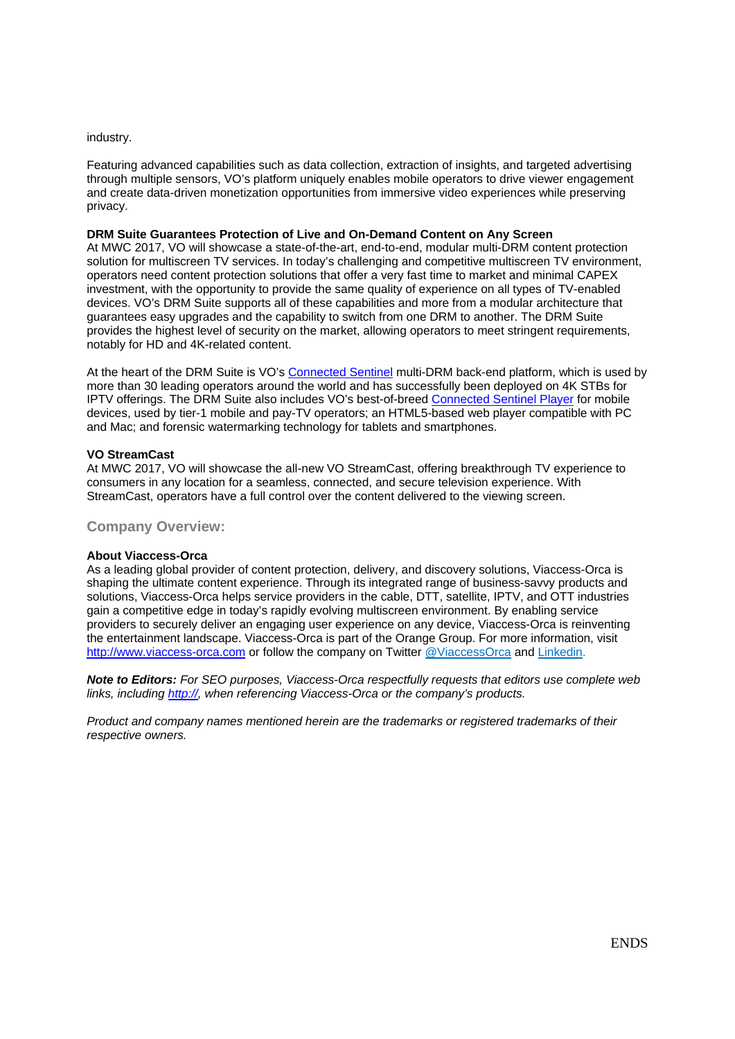industry.

Featuring advanced capabilities such as data collection, extraction of insights, and targeted advertising through multiple sensors, VO's platform uniquely enables mobile operators to drive viewer engagement and create data-driven monetization opportunities from immersive video experiences while preserving privacy.

**DRM Suite Guarantees Protection of Live and On-Demand Content on Any Screen**
At MWC 2017, VO will showcase a state-of-the-art, end-to-end, modular multi-DRM content protection solution for multiscreen TV services. In today's challenging and competitive multiscreen TV environment, operators need content protection solutions that offer a very fast time to market and minimal CAPEX investment, with the opportunity to provide the same quality of experience on all types of TV-enabled devices. VO's DRM Suite supports all of these capabilities and more from a modular architecture that guarantees easy upgrades and the capability to switch from one DRM to another. The DRM Suite provides the highest level of security on the market, allowing operators to meet stringent requirements, notably for HD and 4K-related content.

At the heart of the DRM Suite is VO's Connected Sentinel multi-DRM back-end platform, which is used by more than 30 leading operators around the world and has successfully been deployed on 4K STBs for IPTV offerings. The DRM Suite also includes VO's best-of-breed Connected Sentinel Player for mobile devices, used by tier-1 mobile and pay-TV operators; an HTML5-based web player compatible with PC and Mac; and forensic watermarking technology for tablets and smartphones.

**VO StreamCast**
At MWC 2017, VO will showcase the all-new VO StreamCast, offering breakthrough TV experience to consumers in any location for a seamless, connected, and secure television experience. With StreamCast, operators have a full control over the content delivered to the viewing screen.

## Company Overview:

**About Viaccess-Orca**
As a leading global provider of content protection, delivery, and discovery solutions, Viaccess-Orca is shaping the ultimate content experience. Through its integrated range of business-savvy products and solutions, Viaccess-Orca helps service providers in the cable, DTT, satellite, IPTV, and OTT industries gain a competitive edge in today's rapidly evolving multiscreen environment. By enabling service providers to securely deliver an engaging user experience on any device, Viaccess-Orca is reinventing the entertainment landscape. Viaccess-Orca is part of the Orange Group. For more information, visit http://www.viaccess-orca.com or follow the company on Twitter @ViaccessOrca and Linkedin.

***Note to Editors:*** *For SEO purposes, Viaccess-Orca respectfully requests that editors use complete web links, including http://, when referencing Viaccess-Orca or the company's products.*

*Product and company names mentioned herein are the trademarks or registered trademarks of their respective owners.*

ENDS